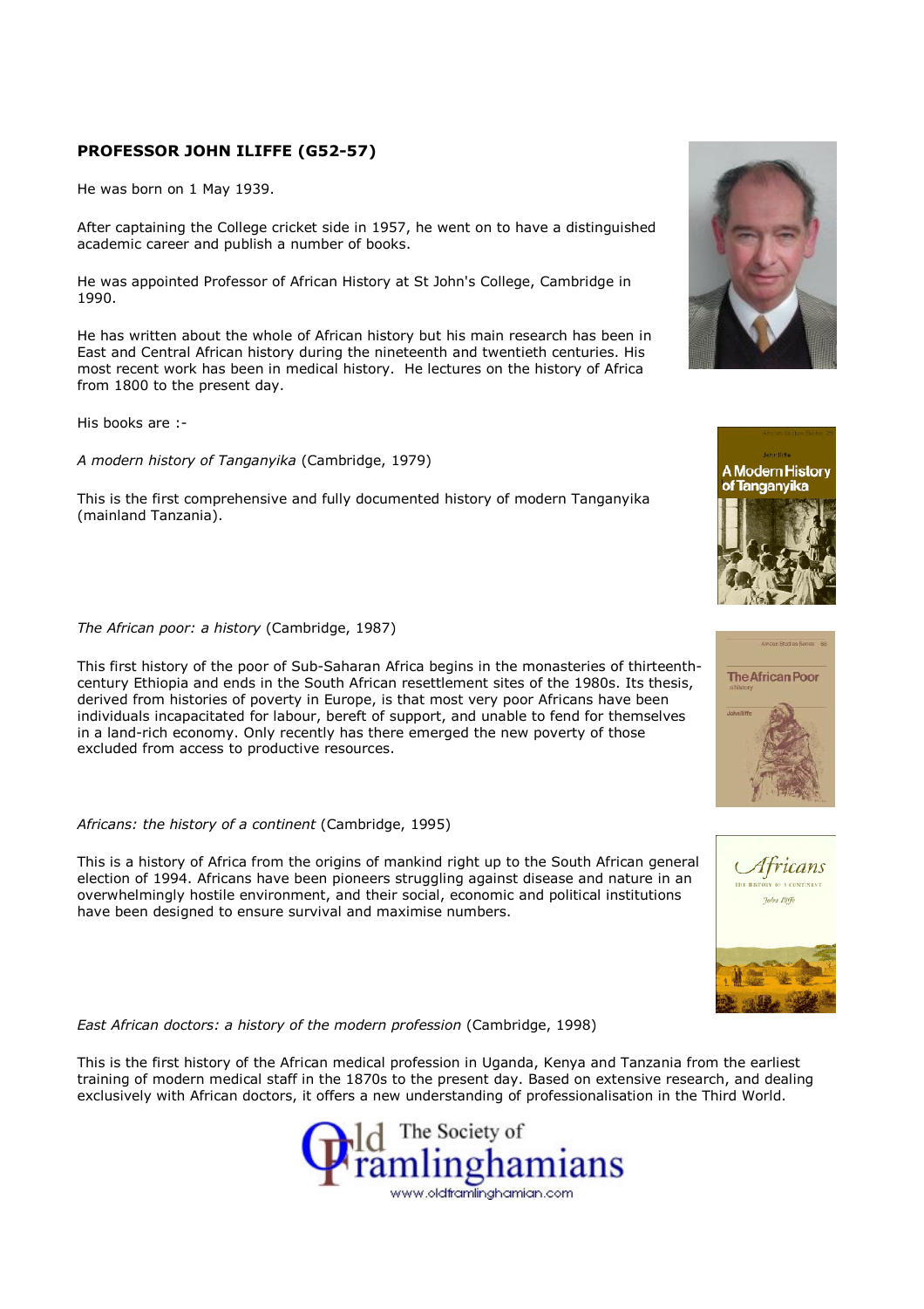**PROFESSOR JOHN ILIFFE (G52-57)**

He was born on 1 May 1939.

After captaining the College cricket side in 1957, he went on to have a distinguished academic career and publish a number of books.

He was appointed Professor of African History at St John's College, Cambridge in 1990.

He has written about the whole of African history but his main research has been in East and Central African history during the nineteenth and twentieth centuries. His most recent work has been in medical history. He lectures on the history of Africa from 1800 to the present day.

His books are :-

*A modern history of Tanganyika* (Cambridge, 1979)

This is the first comprehensive and fully documented history of modern Tanganyika (mainland Tanzania).

*The African poor: a history* (Cambridge, 1987)

This first history of the poor of Sub-Saharan Africa begins in the monasteries of thirteenth-century Ethiopia and ends in the South African resettlement sites of the 1980s. Its thesis, derived from histories of poverty in Europe, is that most very poor Africans have been individuals incapacitated for labour, bereft of support, and unable to fend for themselves in a land-rich economy. Only recently has there emerged the new poverty of those excluded from access to productive resources.

*Africans: the history of a continent* (Cambridge, 1995)

This is a history of Africa from the origins of mankind right up to the South African general election of 1994. Africans have been pioneers struggling against disease and nature in an overwhelmingly hostile environment, and their social, economic and political institutions have been designed to ensure survival and maximise numbers.

*East African doctors: a history of the modern profession* (Cambridge, 1998)

This is the first history of the African medical profession in Uganda, Kenya and Tanzania from the earliest training of modern medical staff in the 1870s to the present day. Based on extensive research, and dealing exclusively with African doctors, it offers a new understanding of professionalisation in the Third World.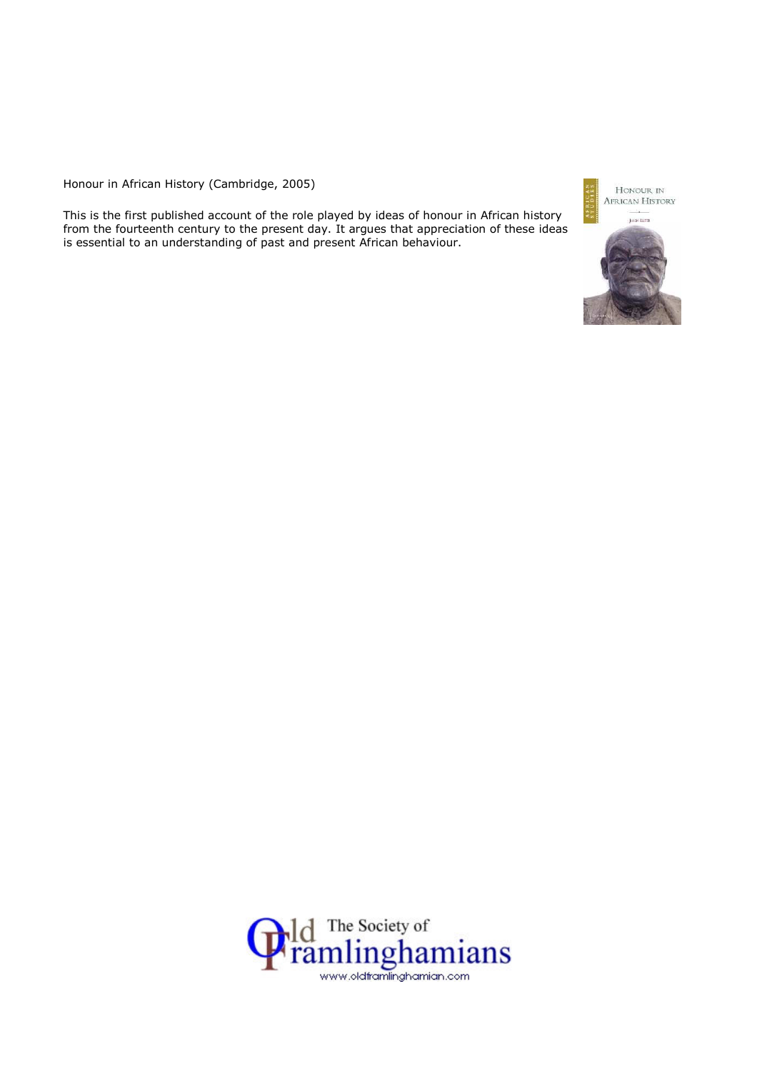Honour in African History (Cambridge, 2005)

This is the first published account of the role played by ideas of honour in African history from the fourteenth century to the present day. It argues that appreciation of these ideas is essential to an understanding of past and present African behaviour.